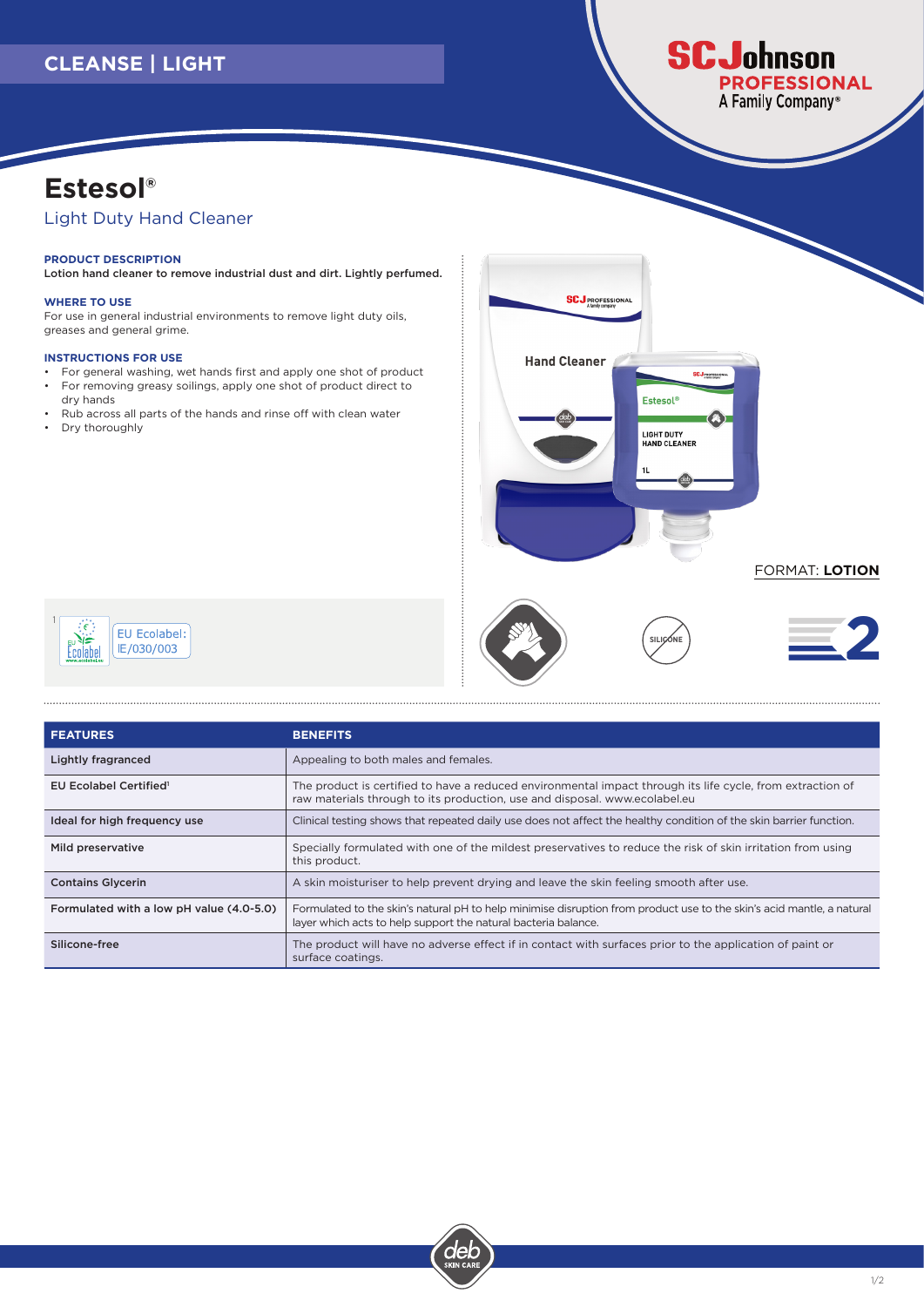CLEANSE | LIGHT

# Estesol®

## Light Duty Hand Cleaner

### PRODUCT DESCRIPTION

**Lotion hand cleaner to remove industrial dust and dirt. Lightly perfumed.**

### WHERE TO USE

For use in general industrial environments to remove light duty oils, greases and general grime.

### INSTRUCTIONS FOR USE

- For general washing, wet hands first and apply one shot of product
- For removing greasy soilings, apply one shot of product direct to dry hands
- Rub across all parts of the hands and rinse off with clean water
- Dry thoroughly

FORMAT: **LOTION**

[1] EU Ecolabel: IE/030/003

| FEATURES | BENEFITS |
|---|---|
| Lightly fragranced | Appealing to both males and females. |
| EU Ecolabel Certified[1] | The product is certified to have a reduced environmental impact through its life cycle, from extraction of raw materials through to its production, use and disposal. www.ecolabel.eu |
| Ideal for high frequency use | Clinical testing shows that repeated daily use does not affect the healthy condition of the skin barrier function. |
| Mild preservative | Specially formulated with one of the mildest preservatives to reduce the risk of skin irritation from using this product. |
| Contains Glycerin | A skin moisturiser to help prevent drying and leave the skin feeling smooth after use. |
| Formulated with a low pH value (4.0-5.0) | Formulated to the skin's natural pH to help minimise disruption from product use to the skin's acid mantle, a natural layer which acts to help support the natural bacteria balance. |
| Silicone-free | The product will have no adverse effect if in contact with surfaces prior to the application of paint or surface coatings. |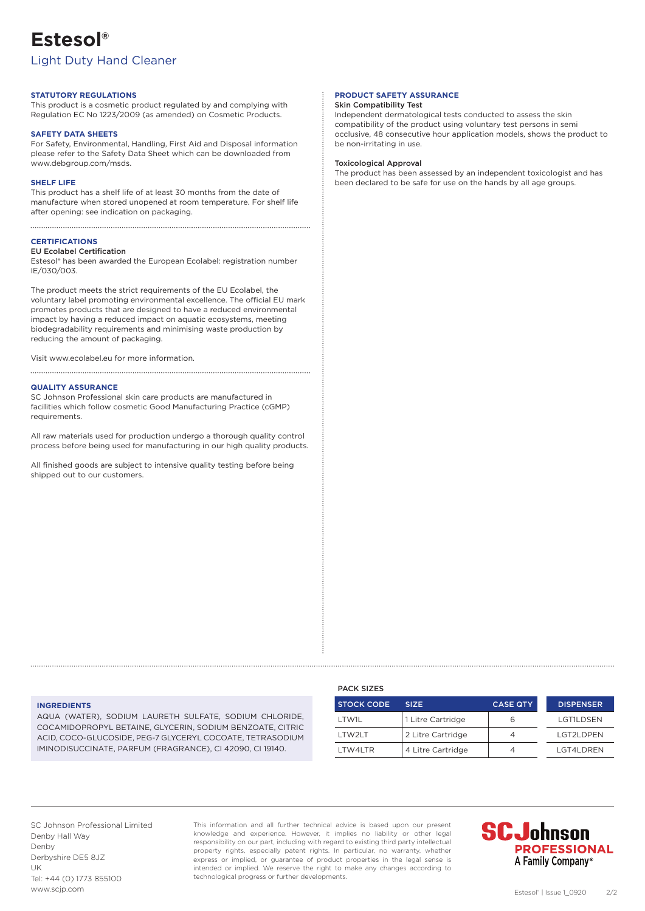# Estesol®

## Light Duty Hand Cleaner

### STATUTORY REGULATIONS

This product is a cosmetic product regulated by and complying with Regulation EC No 1223/2009 (as amended) on Cosmetic Products.

### SAFETY DATA SHEETS

For Safety, Environmental, Handling, First Aid and Disposal information please refer to the Safety Data Sheet which can be downloaded from www.debgroup.com/msds.

### SHELF LIFE

This product has a shelf life of at least 30 months from the date of manufacture when stored unopened at room temperature. For shelf life after opening: see indication on packaging.

### CERTIFICATIONS

**EU Ecolabel Certification**

Estesol® has been awarded the European Ecolabel: registration number IE/030/003.

The product meets the strict requirements of the EU Ecolabel, the voluntary label promoting environmental excellence. The official EU mark promotes products that are designed to have a reduced environmental impact by having a reduced impact on aquatic ecosystems, meeting biodegradability requirements and minimising waste production by reducing the amount of packaging.

Visit www.ecolabel.eu for more information.

### QUALITY ASSURANCE

SC Johnson Professional skin care products are manufactured in facilities which follow cosmetic Good Manufacturing Practice (cGMP) requirements.

All raw materials used for production undergo a thorough quality control process before being used for manufacturing in our high quality products.

All finished goods are subject to intensive quality testing before being shipped out to our customers.

### PRODUCT SAFETY ASSURANCE

**Skin Compatibility Test**

Independent dermatological tests conducted to assess the skin compatibility of the product using voluntary test persons in semi occlusive, 48 consecutive hour application models, shows the product to be non-irritating in use.

**Toxicological Approval**

The product has been assessed by an independent toxicologist and has been declared to be safe for use on the hands by all age groups.

### INGREDIENTS

AQUA (WATER), SODIUM LAURETH SULFATE, SODIUM CHLORIDE, COCAMIDOPROPYL BETAINE, GLYCERIN, SODIUM BENZOATE, CITRIC ACID, COCO-GLUCOSIDE, PEG-7 GLYCERYL COCOATE, TETRASODIUM IMINODISUCCINATE, PARFUM (FRAGRANCE), CI 42090, CI 19140.

### PACK SIZES

| STOCK CODE | SIZE | CASE QTY | DISPENSER |
|---|---|---|---|
| LTW1L | 1 Litre Cartridge | 6 | LGT1LDSEN |
| LTW2LT | 2 Litre Cartridge | 4 | LGT2LDPEN |
| LTW4LTR | 4 Litre Cartridge | 4 | LGT4LDREN |

SC Johnson Professional Limited
Denby Hall Way
Denby
Derbyshire DE5 8JZ
UK
Tel: +44 (0) 1773 855100
www.scjp.com

This information and all further technical advice is based upon our present knowledge and experience. However, it implies no liability or other legal responsibility on our part, including with regard to existing third party intellectual property rights, especially patent rights. In particular, no warranty, whether express or implied, or guarantee of product properties in the legal sense is intended or implied. We reserve the right to make any changes according to technological progress or further developments.

SC Johnson PROFESSIONAL A Family Company®

Estesol® | Issue 1_0920